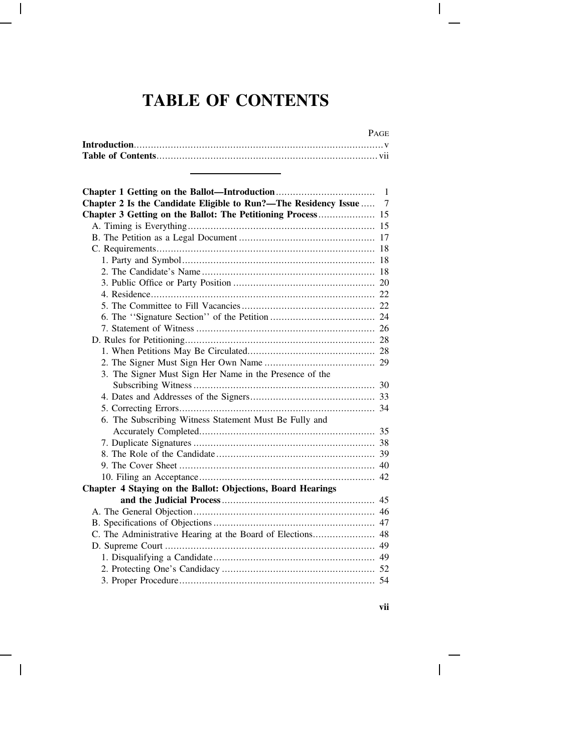# TABLE OF CONTENTS

| | PAGE |
|---|---|
| **Introduction** | v |
| **Table of Contents** | vii |
| **Chapter 1 Getting on the Ballot—Introduction** | 1 |
| **Chapter 2 Is the Candidate Eligible to Run?—The Residency Issue** | 7 |
| **Chapter 3 Getting on the Ballot: The Petitioning Process** | 15 |
| A. Timing is Everything | 15 |
| B. The Petition as a Legal Document | 17 |
| C. Requirements | 18 |
| 1. Party and Symbol | 18 |
| 2. The Candidate's Name | 18 |
| 3. Public Office or Party Position | 20 |
| 4. Residence | 22 |
| 5. The Committee to Fill Vacancies | 22 |
| 6. The ''Signature Section'' of the Petition | 24 |
| 7. Statement of Witness | 26 |
| D. Rules for Petitioning | 28 |
| 1. When Petitions May Be Circulated | 28 |
| 2. The Signer Must Sign Her Own Name | 29 |
| 3. The Signer Must Sign Her Name in the Presence of the Subscribing Witness | 30 |
| 4. Dates and Addresses of the Signers | 33 |
| 5. Correcting Errors | 34 |
| 6. The Subscribing Witness Statement Must Be Fully and Accurately Completed | 35 |
| 7. Duplicate Signatures | 38 |
| 8. The Role of the Candidate | 39 |
| 9. The Cover Sheet | 40 |
| 10. Filing an Acceptance | 42 |
| **Chapter 4 Staying on the Ballot: Objections, Board Hearings and the Judicial Process** | 45 |
| A. The General Objection | 46 |
| B. Specifications of Objections | 47 |
| C. The Administrative Hearing at the Board of Elections | 48 |
| D. Supreme Court | 49 |
| 1. Disqualifying a Candidate | 49 |
| 2. Protecting One's Candidacy | 52 |
| 3. Proper Procedure | 54 |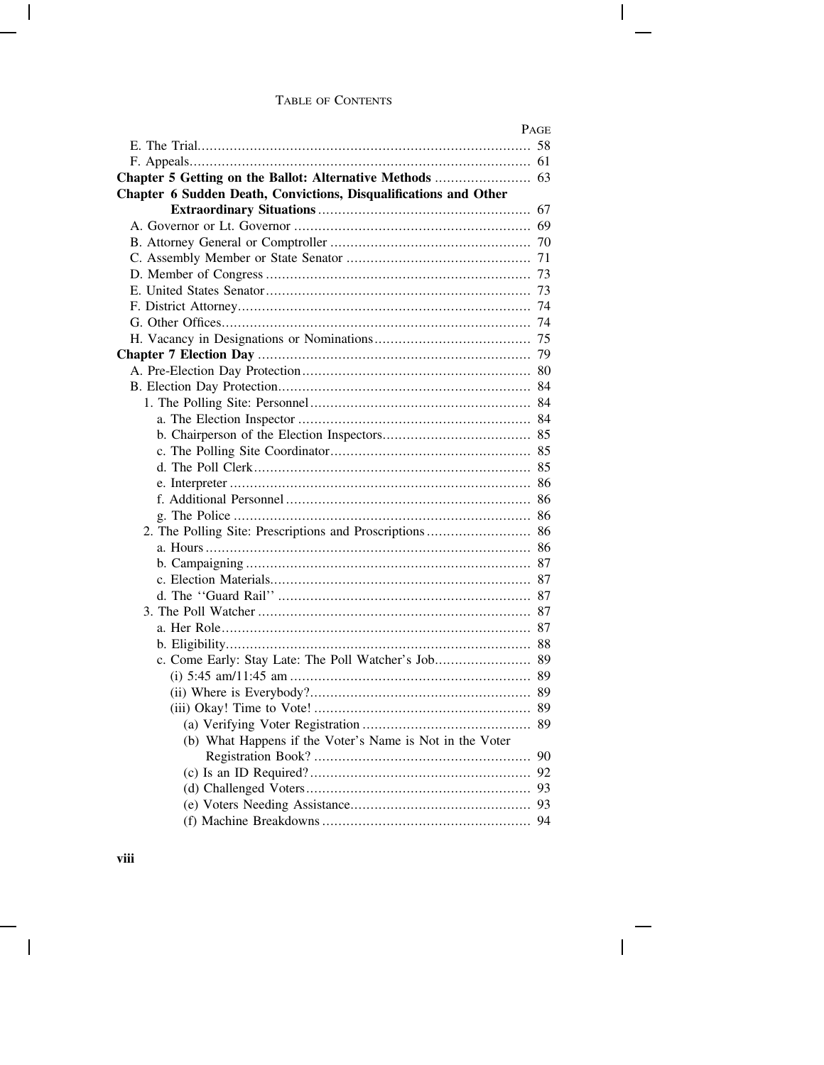TABLE OF CONTENTS

| | PAGE |
|---|---|
| E. The Trial | 58 |
| F. Appeals | 61 |
| **Chapter 5 Getting on the Ballot: Alternative Methods** | 63 |
| **Chapter 6 Sudden Death, Convictions, Disqualifications and Other Extraordinary Situations** | 67 |
| A. Governor or Lt. Governor | 69 |
| B. Attorney General or Comptroller | 70 |
| C. Assembly Member or State Senator | 71 |
| D. Member of Congress | 73 |
| E. United States Senator | 73 |
| F. District Attorney | 74 |
| G. Other Offices | 74 |
| H. Vacancy in Designations or Nominations | 75 |
| **Chapter 7 Election Day** | 79 |
| A. Pre-Election Day Protection | 80 |
| B. Election Day Protection | 84 |
| 1. The Polling Site: Personnel | 84 |
| a. The Election Inspector | 84 |
| b. Chairperson of the Election Inspectors | 85 |
| c. The Polling Site Coordinator | 85 |
| d. The Poll Clerk | 85 |
| e. Interpreter | 86 |
| f. Additional Personnel | 86 |
| g. The Police | 86 |
| 2. The Polling Site: Prescriptions and Proscriptions | 86 |
| a. Hours | 86 |
| b. Campaigning | 87 |
| c. Election Materials | 87 |
| d. The "Guard Rail" | 87 |
| 3. The Poll Watcher | 87 |
| a. Her Role | 87 |
| b. Eligibility | 88 |
| c. Come Early: Stay Late: The Poll Watcher's Job | 89 |
| (i) 5:45 am/11:45 am | 89 |
| (ii) Where is Everybody? | 89 |
| (iii) Okay! Time to Vote! | 89 |
| (a) Verifying Voter Registration | 89 |
| (b) What Happens if the Voter's Name is Not in the Voter Registration Book? | 90 |
| (c) Is an ID Required? | 92 |
| (d) Challenged Voters | 93 |
| (e) Voters Needing Assistance | 93 |
| (f) Machine Breakdowns | 94 |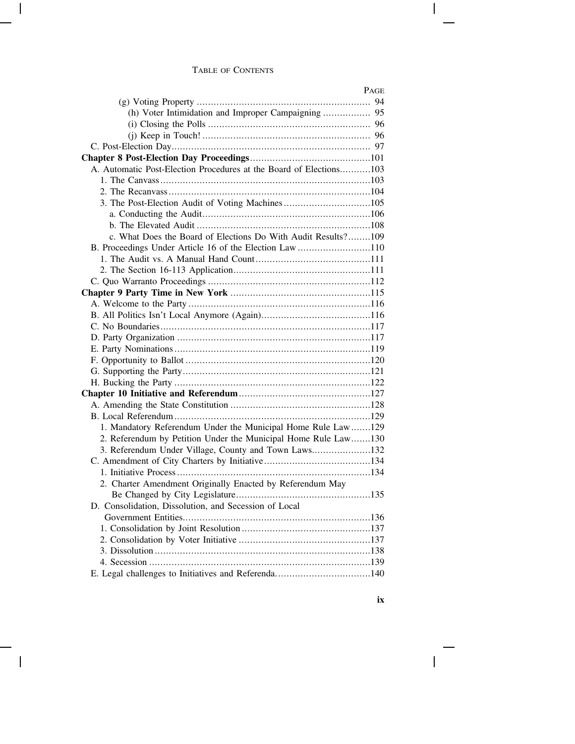TABLE OF CONTENTS

| | PAGE |
|---|---|
| (g) Voting Property | 94 |
| (h) Voter Intimidation and Improper Campaigning | 95 |
| (i) Closing the Polls | 96 |
| (j) Keep in Touch! | 96 |
| C. Post-Election Day | 97 |
| **Chapter 8 Post-Election Day Proceedings** | 101 |
| A. Automatic Post-Election Procedures at the Board of Elections | 103 |
| 1. The Canvass | 103 |
| 2. The Recanvass | 104 |
| 3. The Post-Election Audit of Voting Machines | 105 |
| a. Conducting the Audit | 106 |
| b. The Elevated Audit | 108 |
| c. What Does the Board of Elections Do With Audit Results? | 109 |
| B. Proceedings Under Article 16 of the Election Law | 110 |
| 1. The Audit vs. A Manual Hand Count | 111 |
| 2. The Section 16-113 Application | 111 |
| C. Quo Warranto Proceedings | 112 |
| **Chapter 9 Party Time in New York** | 115 |
| A. Welcome to the Party | 116 |
| B. All Politics Isn't Local Anymore (Again) | 116 |
| C. No Boundaries | 117 |
| D. Party Organization | 117 |
| E. Party Nominations | 119 |
| F. Opportunity to Ballot | 120 |
| G. Supporting the Party | 121 |
| H. Bucking the Party | 122 |
| **Chapter 10 Initiative and Referendum** | 127 |
| A. Amending the State Constitution | 128 |
| B. Local Referendum | 129 |
| 1. Mandatory Referendum Under the Municipal Home Rule Law | 129 |
| 2. Referendum by Petition Under the Municipal Home Rule Law | 130 |
| 3. Referendum Under Village, County and Town Laws | 132 |
| C. Amendment of City Charters by Initiative | 134 |
| 1. Initiative Process | 134 |
| 2. Charter Amendment Originally Enacted by Referendum May Be Changed by City Legislature | 135 |
| D. Consolidation, Dissolution, and Secession of Local Government Entities | 136 |
| 1. Consolidation by Joint Resolution | 137 |
| 2. Consolidation by Voter Initiative | 137 |
| 3. Dissolution | 138 |
| 4. Secession | 139 |
| E. Legal challenges to Initiatives and Referenda | 140 |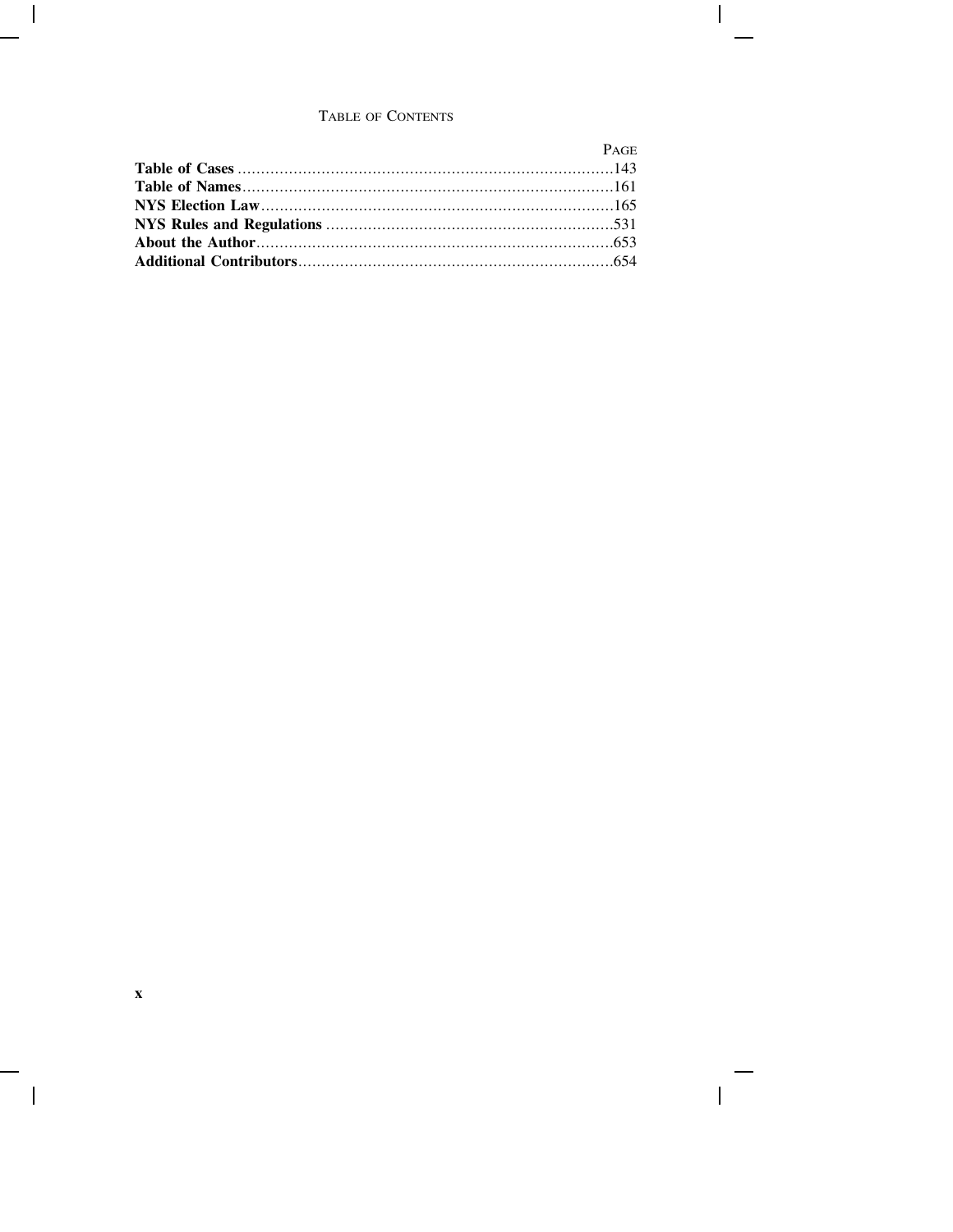# Table of Contents

| | Page |
|---|---|
| **Table of Cases** | 143 |
| **Table of Names** | 161 |
| **NYS Election Law** | 165 |
| **NYS Rules and Regulations** | 531 |
| **About the Author** | 653 |
| **Additional Contributors** | 654 |